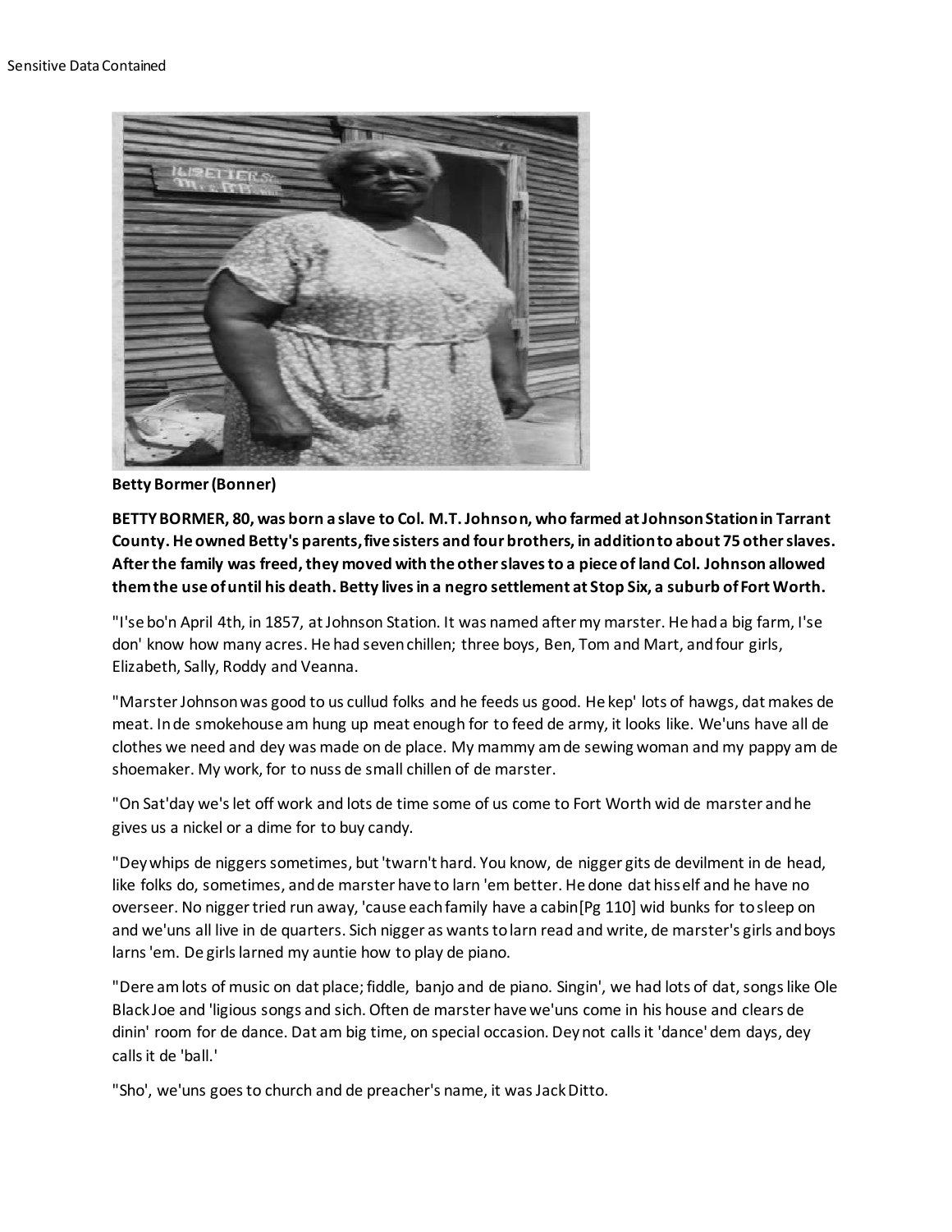Sensitive Data Contained

**Betty Bormer (Bonner)**

**BETTY BORMER, 80, was born a slave to Col. M.T. Johnson, who farmed at Johnson Station in Tarrant County. He owned Betty's parents, five sisters and four brothers, in addition to about 75 other slaves. After the family was freed, they moved with the other slaves to a piece of land Col. Johnson allowed them the use of until his death. Betty lives in a negro settlement at Stop Six, a suburb of Fort Worth.**

"I'se bo'n April 4th, in 1857, at Johnson Station. It was named after my marster. He had a big farm, I'se don' know how many acres. He had seven chillen; three boys, Ben, Tom and Mart, and four girls, Elizabeth, Sally, Roddy and Veanna.

"Marster Johnson was good to us cullud folks and he feeds us good. He kep' lots of hawgs, dat makes de meat. In de smokehouse am hung up meat enough for to feed de army, it looks like. We'uns have all de clothes we need and dey was made on de place. My mammy am de sewing woman and my pappy am de shoemaker. My work, for to nuss de small chillen of de marster.

"On Sat'day we's let off work and lots de time some of us come to Fort Worth wid de marster and he gives us a nickel or a dime for to buy candy.

"Dey whips de niggers sometimes, but 'twarn't hard. You know, de nigger gits de devilment in de head, like folks do, sometimes, and de marster have to larn 'em better. He done dat hisself and he have no overseer. No nigger tried run away, 'cause each family have a cabin[Pg 110] wid bunks for to sleep on and we'uns all live in de quarters. Sich nigger as wants to larn read and write, de marster's girls and boys larns 'em. De girls larned my auntie how to play de piano.

"Dere am lots of music on dat place; fiddle, banjo and de piano. Singin', we had lots of dat, songs like Ole Black Joe and 'ligious songs and sich. Often de marster have we'uns come in his house and clears de dinin' room for de dance. Dat am big time, on special occasion. Dey not calls it 'dance' dem days, dey calls it de 'ball.'

"Sho', we'uns goes to church and de preacher's name, it was Jack Ditto.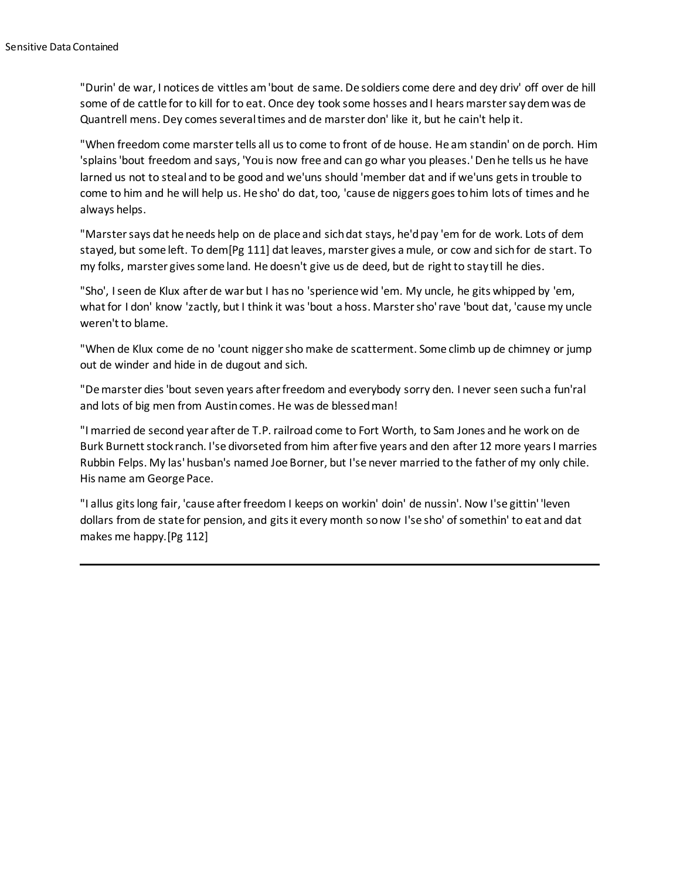"Durin' de war, I notices de vittles am 'bout de same. De soldiers come dere and dey driv' off over de hill some of de cattle for to kill for to eat. Once dey took some hosses and I hears marster say dem was de Quantrell mens. Dey comes several times and de marster don' like it, but he cain't help it.

"When freedom come marster tells all us to come to front of de house. He am standin' on de porch. Him 'splains 'bout freedom and says, 'You is now free and can go whar you pleases.' Den he tells us he have larned us not to steal and to be good and we'uns should 'member dat and if we'uns gets in trouble to come to him and he will help us. He sho' do dat, too, 'cause de niggers goes to him lots of times and he always helps.

"Marster says dat he needs help on de place and sich dat stays, he'd pay 'em for de work. Lots of dem stayed, but some left. To dem[Pg 111] dat leaves, marster gives a mule, or cow and sich for de start. To my folks, marster gives some land. He doesn't give us de deed, but de right to stay till he dies.

"Sho', I seen de Klux after de war but I has no 'sperience wid 'em. My uncle, he gits whipped by 'em, what for I don' know 'zactly, but I think it was 'bout a hoss. Marster sho' rave 'bout dat, 'cause my uncle weren't to blame.

"When de Klux come de no 'count nigger sho make de scatterment. Some climb up de chimney or jump out de winder and hide in de dugout and sich.

"De marster dies 'bout seven years after freedom and everybody sorry den. I never seen such a fun'ral and lots of big men from Austin comes. He was de blessed man!

"I married de second year after de T.P. railroad come to Fort Worth, to Sam Jones and he work on de Burk Burnett stock ranch. I'se divorseted from him after five years and den after 12 more years I marries Rubbin Felps. My las' husban's named Joe Borner, but I'se never married to the father of my only chile. His name am George Pace.

"I allus gits long fair, 'cause after freedom I keeps on workin' doin' de nussin'. Now I'se gittin' 'leven dollars from de state for pension, and gits it every month so now I'se sho' of somethin' to eat and dat makes me happy.[Pg 112]

---